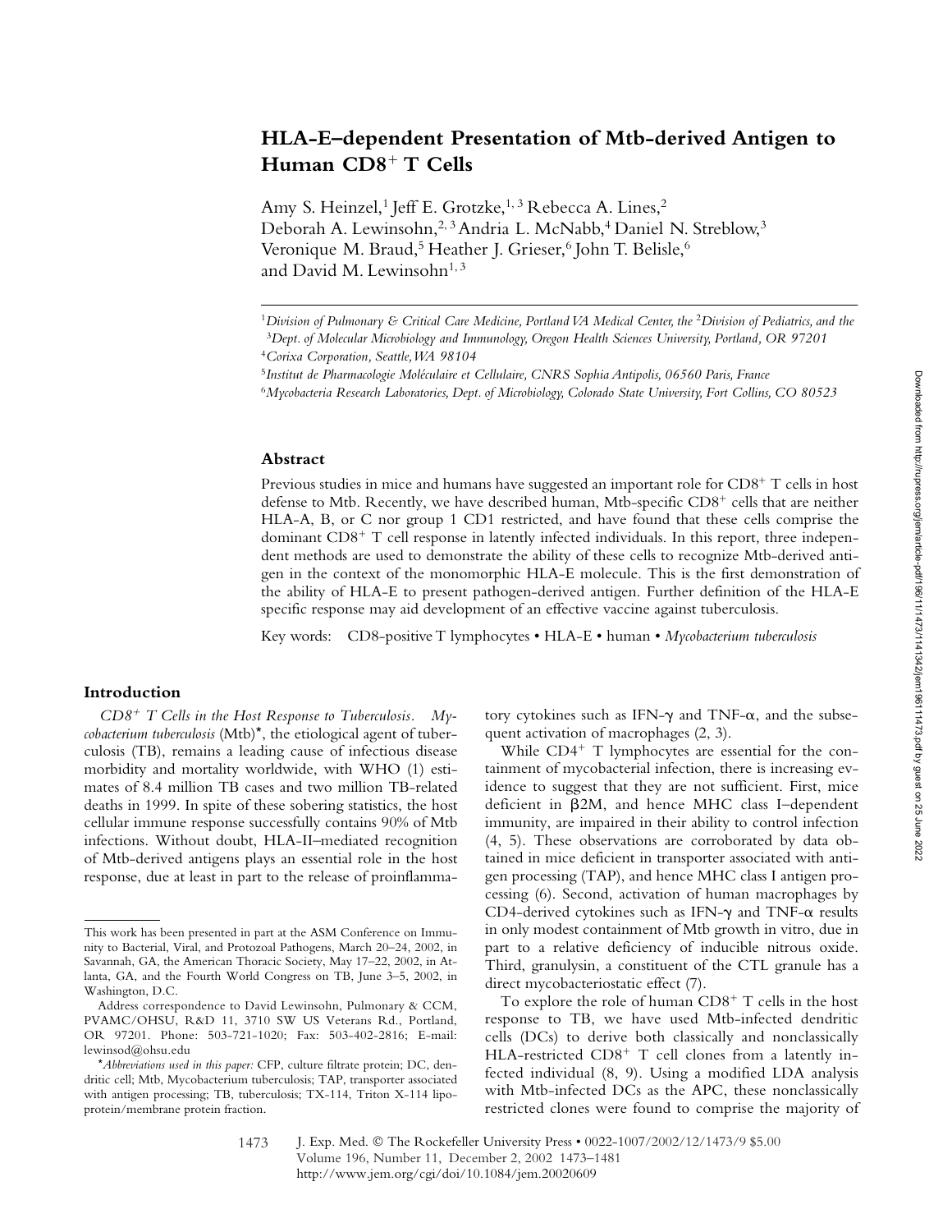# HLA-E–dependent Presentation of Mtb-derived Antigen to Human $CD8^+$ T Cells

Amy S. Heinzel,[1] Jeff E. Grotzke,[1,3] Rebecca A. Lines,[2] Deborah A. Lewinsohn,[2,3] Andria L. McNabb,[4] Daniel N. Streblow,[3] Veronique M. Braud,[5] Heather J. Grieser,[6] John T. Belisle,[6] and David M. Lewinsohn[1,3]

[1]*Division of Pulmonary & Critical Care Medicine, Portland VA Medical Center, the* [2]*Division of Pediatrics, and the* [3]*Dept. of Molecular Microbiology and Immunology, Oregon Health Sciences University, Portland, OR 97201*
[4]*Corixa Corporation, Seattle, WA 98104*
[5]*Institut de Pharmacologie Moléculaire et Cellulaire, CNRS Sophia Antipolis, 06560 Paris, France*
[6]*Mycobacteria Research Laboratories, Dept. of Microbiology, Colorado State University, Fort Collins, CO 80523*

## Abstract

Previous studies in mice and humans have suggested an important role for $CD8^+$ T cells in host defense to Mtb. Recently, we have described human, Mtb-specific $CD8^+$ cells that are neither HLA-A, B, or C nor group 1 CD1 restricted, and have found that these cells comprise the dominant $CD8^+$ T cell response in latently infected individuals. In this report, three independent methods are used to demonstrate the ability of these cells to recognize Mtb-derived antigen in the context of the monomorphic HLA-E molecule. This is the first demonstration of the ability of HLA-E to present pathogen-derived antigen. Further definition of the HLA-E specific response may aid development of an effective vaccine against tuberculosis.

Key words: CD8-positive T lymphocytes • HLA-E • human • *Mycobacterium tuberculosis*

## Introduction

*$CD8^+$ T Cells in the Host Response to Tuberculosis.* *Mycobacterium tuberculosis* (Mtb)*, the etiological agent of tuberculosis (TB), remains a leading cause of infectious disease morbidity and mortality worldwide, with WHO (1) estimates of 8.4 million TB cases and two million TB-related deaths in 1999. In spite of these sobering statistics, the host cellular immune response successfully contains 90% of Mtb infections. Without doubt, HLA-II–mediated recognition of Mtb-derived antigens plays an essential role in the host response, due at least in part to the release of proinflammatory cytokines such as IFN-γ and TNF-α, and the subsequent activation of macrophages (2, 3).

While $CD4^+$ T lymphocytes are essential for the containment of mycobacterial infection, there is increasing evidence to suggest that they are not sufficient. First, mice deficient in β2M, and hence MHC class I–dependent immunity, are impaired in their ability to control infection (4, 5). These observations are corroborated by data obtained in mice deficient in transporter associated with antigen processing (TAP), and hence MHC class I antigen processing (6). Second, activation of human macrophages by CD4-derived cytokines such as IFN-γ and TNF-α results in only modest containment of Mtb growth in vitro, due in part to a relative deficiency of inducible nitrous oxide. Third, granulysin, a constituent of the CTL granule has a direct mycobacteriostatic effect (7).

To explore the role of human $CD8^+$ T cells in the host response to TB, we have used Mtb-infected dendritic cells (DCs) to derive both classically and nonclassically HLA-restricted $CD8^+$ T cell clones from a latently infected individual (8, 9). Using a modified LDA analysis with Mtb-infected DCs as the APC, these nonclassically restricted clones were found to comprise the majority of

---

This work has been presented in part at the ASM Conference on Immunity to Bacterial, Viral, and Protozoal Pathogens, March 20–24, 2002, in Savannah, GA, the American Thoracic Society, May 17–22, 2002, in Atlanta, GA, and the Fourth World Congress on TB, June 3–5, 2002, in Washington, D.C.

Address correspondence to David Lewinsohn, Pulmonary & CCM, PVAMC/OHSU, R&D 11, 3710 SW US Veterans Rd., Portland, OR 97201. Phone: 503-721-1020; Fax: 503-402-2816; E-mail: lewinsod@ohsu.edu

**Abbreviations used in this paper:* CFP, culture filtrate protein; DC, dendritic cell; Mtb, Mycobacterium tuberculosis; TAP, transporter associated with antigen processing; TB, tuberculosis; TX-114, Triton X-114 lipoprotein/membrane protein fraction.

J. Exp. Med. © The Rockefeller University Press • 0022-1007/2002/12/1473/9 $5.00
http://www.jem.org/cgi/doi/10.1084/jem.20020609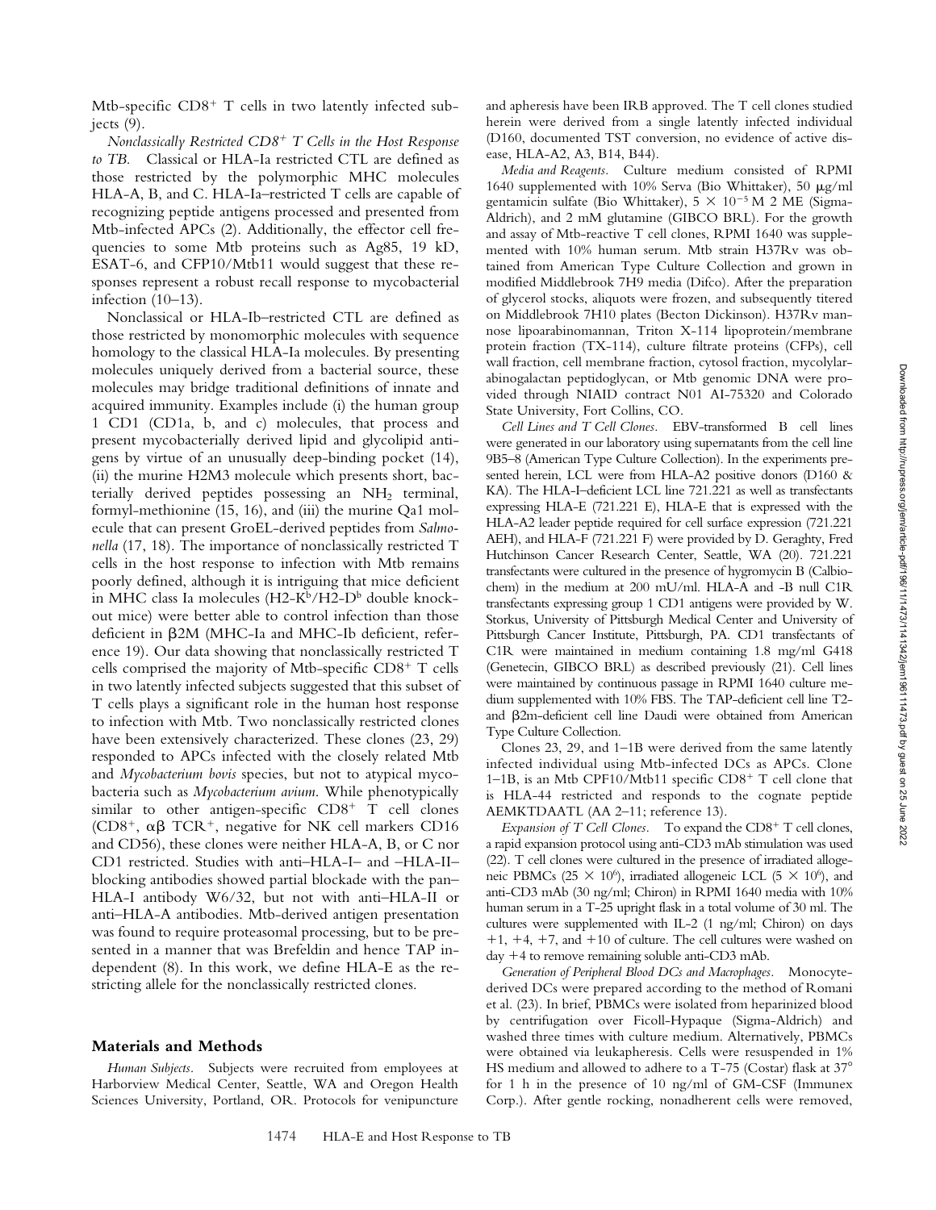Mtb-specific CD8+ T cells in two latently infected subjects (9).

*Nonclassically Restricted CD8+ T Cells in the Host Response to TB.* Classical or HLA-Ia restricted CTL are defined as those restricted by the polymorphic MHC molecules HLA-A, B, and C. HLA-Ia–restricted T cells are capable of recognizing peptide antigens processed and presented from Mtb-infected APCs (2). Additionally, the effector cell frequencies to some Mtb proteins such as Ag85, 19 kD, ESAT-6, and CFP10/Mtb11 would suggest that these responses represent a robust recall response to mycobacterial infection (10–13).

Nonclassical or HLA-Ib–restricted CTL are defined as those restricted by monomorphic molecules with sequence homology to the classical HLA-Ia molecules. By presenting molecules uniquely derived from a bacterial source, these molecules may bridge traditional definitions of innate and acquired immunity. Examples include (i) the human group 1 CD1 (CD1a, b, and c) molecules, that process and present mycobacterially derived lipid and glycolipid antigens by virtue of an unusually deep-binding pocket (14), (ii) the murine H2M3 molecule which presents short, bacterially derived peptides possessing an $NH_2$ terminal, formyl-methionine (15, 16), and (iii) the murine Qa1 molecule that can present GroEL-derived peptides from *Salmonella* (17, 18). The importance of nonclassically restricted T cells in the host response to infection with Mtb remains poorly defined, although it is intriguing that mice deficient in MHC class Ia molecules (H2-K$^b$/H2-D$^b$ double knockout mice) were better able to control infection than those deficient in β2M (MHC-Ia and MHC-Ib deficient, reference 19). Our data showing that nonclassically restricted T cells comprised the majority of Mtb-specific CD8+ T cells in two latently infected subjects suggested that this subset of T cells plays a significant role in the human host response to infection with Mtb. Two nonclassically restricted clones have been extensively characterized. These clones (23, 29) responded to APCs infected with the closely related Mtb and *Mycobacterium bovis* species, but not to atypical mycobacteria such as *Mycobacterium avium*. While phenotypically similar to other antigen-specific CD8+ T cell clones (CD8+, αβ TCR+, negative for NK cell markers CD16 and CD56), these clones were neither HLA-A, B, or C nor CD1 restricted. Studies with anti–HLA-I– and –HLA-II–blocking antibodies showed partial blockade with the pan–HLA-I antibody W6/32, but not with anti–HLA-II or anti–HLA-A antibodies. Mtb-derived antigen presentation was found to require proteasomal processing, but to be presented in a manner that was Brefeldin and hence TAP independent (8). In this work, we define HLA-E as the restricting allele for the nonclassically restricted clones.

## Materials and Methods

*Human Subjects.* Subjects were recruited from employees at Harborview Medical Center, Seattle, WA and Oregon Health Sciences University, Portland, OR. Protocols for venipuncture and apheresis have been IRB approved. The T cell clones studied herein were derived from a single latently infected individual (D160, documented TST conversion, no evidence of active disease, HLA-A2, A3, B14, B44).

*Media and Reagents.* Culture medium consisted of RPMI 1640 supplemented with 10% Serva (Bio Whittaker), 50 μg/ml gentamicin sulfate (Bio Whittaker), $5 \times 10^{-5}$ M 2 ME (Sigma-Aldrich), and 2 mM glutamine (GIBCO BRL). For the growth and assay of Mtb-reactive T cell clones, RPMI 1640 was supplemented with 10% human serum. Mtb strain H37Rv was obtained from American Type Culture Collection and grown in modified Middlebrook 7H9 media (Difco). After the preparation of glycerol stocks, aliquots were frozen, and subsequently titered on Middlebrook 7H10 plates (Becton Dickinson). H37Rv mannose lipoarabinomannan, Triton X-114 lipoprotein/membrane protein fraction (TX-114), culture filtrate proteins (CFPs), cell wall fraction, cell membrane fraction, cytosol fraction, mycolylarabinogalactan peptidoglycan, or Mtb genomic DNA were provided through NIAID contract N01 AI-75320 and Colorado State University, Fort Collins, CO.

*Cell Lines and T Cell Clones.* EBV-transformed B cell lines were generated in our laboratory using supernatants from the cell line 9B5–8 (American Type Culture Collection). In the experiments presented herein, LCL were from HLA-A2 positive donors (D160 & KA). The HLA-I–deficient LCL line 721.221 as well as transfectants expressing HLA-E (721.221 E), HLA-E that is expressed with the HLA-A2 leader peptide required for cell surface expression (721.221 AEH), and HLA-F (721.221 F) were provided by D. Geraghty, Fred Hutchinson Cancer Research Center, Seattle, WA (20). 721.221 transfectants were cultured in the presence of hygromycin B (Calbiochem) in the medium at 200 mU/ml. HLA-A and -B null C1R transfectants expressing group 1 CD1 antigens were provided by W. Storkus, University of Pittsburgh Medical Center and University of Pittsburgh Cancer Institute, Pittsburgh, PA. CD1 transfectants of C1R were maintained in medium containing 1.8 mg/ml G418 (Genetecin, GIBCO BRL) as described previously (21). Cell lines were maintained by continuous passage in RPMI 1640 culture medium supplemented with 10% FBS. The TAP-deficient cell line T2- and β2m-deficient cell line Daudi were obtained from American Type Culture Collection.

Clones 23, 29, and 1–1B were derived from the same latently infected individual using Mtb-infected DCs as APCs. Clone 1–1B, is an Mtb CPF10/Mtb11 specific CD8+ T cell clone that is HLA-44 restricted and responds to the cognate peptide AEMKTDAATL (AA 2–11; reference 13).

*Expansion of T Cell Clones.* To expand the CD8+ T cell clones, a rapid expansion protocol using anti-CD3 mAb stimulation was used (22). T cell clones were cultured in the presence of irradiated allogeneic PBMCs ($25 \times 10^6$), irradiated allogeneic LCL ($5 \times 10^6$), and anti-CD3 mAb (30 ng/ml; Chiron) in RPMI 1640 media with 10% human serum in a T-25 upright flask in a total volume of 30 ml. The cultures were supplemented with IL-2 (1 ng/ml; Chiron) on days +1, +4, +7, and +10 of culture. The cell cultures were washed on day +4 to remove remaining soluble anti-CD3 mAb.

*Generation of Peripheral Blood DCs and Macrophages.* Monocyte-derived DCs were prepared according to the method of Romani et al. (23). In brief, PBMCs were isolated from heparinized blood by centrifugation over Ficoll-Hypaque (Sigma-Aldrich) and washed three times with culture medium. Alternatively, PBMCs were obtained via leukapheresis. Cells were resuspended in 1% HS medium and allowed to adhere to a T-75 (Costar) flask at 37° for 1 h in the presence of 10 ng/ml of GM-CSF (Immunex Corp.). After gentle rocking, nonadherent cells were removed,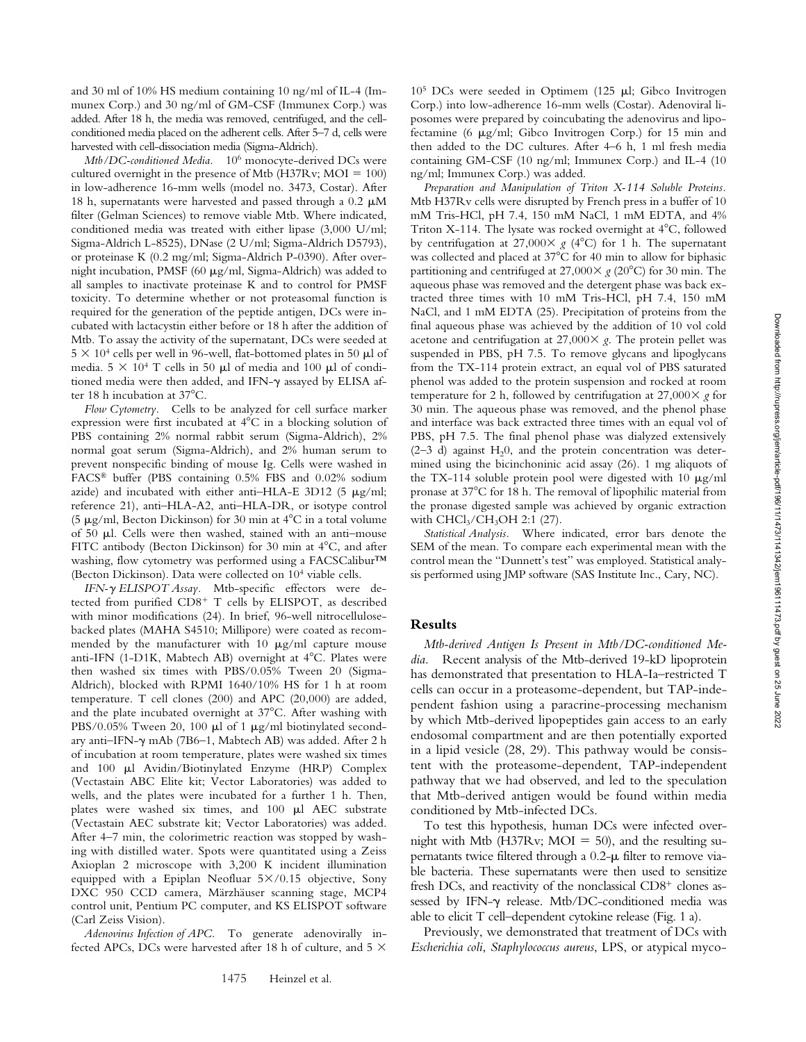and 30 ml of 10% HS medium containing 10 ng/ml of IL-4 (Immunex Corp.) and 30 ng/ml of GM-CSF (Immunex Corp.) was added. After 18 h, the media was removed, centrifuged, and the cell-conditioned media placed on the adherent cells. After 5–7 d, cells were harvested with cell-dissociation media (Sigma-Aldrich).

*Mtb/DC-conditioned Media.* $10^6$ monocyte-derived DCs were cultured overnight in the presence of Mtb (H37Rv; MOI = 100) in low-adherence 16-mm wells (model no. 3473, Costar). After 18 h, supernatants were harvested and passed through a 0.2 μM filter (Gelman Sciences) to remove viable Mtb. Where indicated, conditioned media was treated with either lipase (3,000 U/ml; Sigma-Aldrich L-8525), DNase (2 U/ml; Sigma-Aldrich D5793), or proteinase K (0.2 mg/ml; Sigma-Aldrich P-0390). After overnight incubation, PMSF (60 μg/ml, Sigma-Aldrich) was added to all samples to inactivate proteinase K and to control for PMSF toxicity. To determine whether or not proteasomal function is required for the generation of the peptide antigen, DCs were incubated with lactacystin either before or 18 h after the addition of Mtb. To assay the activity of the supernatant, DCs were seeded at $5 \times 10^4$ cells per well in 96-well, flat-bottomed plates in 50 μl of media. $5 \times 10^4$ T cells in 50 μl of media and 100 μl of conditioned media were then added, and IFN-γ assayed by ELISA after 18 h incubation at 37°C.

*Flow Cytometry.* Cells to be analyzed for cell surface marker expression were first incubated at 4°C in a blocking solution of PBS containing 2% normal rabbit serum (Sigma-Aldrich), 2% normal goat serum (Sigma-Aldrich), and 2% human serum to prevent nonspecific binding of mouse Ig. Cells were washed in FACS® buffer (PBS containing 0.5% FBS and 0.02% sodium azide) and incubated with either anti–HLA-E 3D12 (5 μg/ml; reference 21), anti–HLA-A2, anti–HLA-DR, or isotype control (5 μg/ml, Becton Dickinson) for 30 min at 4°C in a total volume of 50 μl. Cells were then washed, stained with an anti–mouse FITC antibody (Becton Dickinson) for 30 min at 4°C, and after washing, flow cytometry was performed using a FACSCalibur™ (Becton Dickinson). Data were collected on $10^4$ viable cells.

*IFN-γ ELISPOT Assay.* Mtb-specific effectors were detected from purified CD8+ T cells by ELISPOT, as described with minor modifications (24). In brief, 96-well nitrocellulose-backed plates (MAHA S4510; Millipore) were coated as recommended by the manufacturer with 10 μg/ml capture mouse anti-IFN (1-D1K, Mabtech AB) overnight at 4°C. Plates were then washed six times with PBS/0.05% Tween 20 (Sigma-Aldrich), blocked with RPMI 1640/10% HS for 1 h at room temperature. T cell clones (200) and APC (20,000) are added, and the plate incubated overnight at 37°C. After washing with PBS/0.05% Tween 20, 100 μl of 1 μg/ml biotinylated secondary anti–IFN-γ mAb (7B6–1, Mabtech AB) was added. After 2 h of incubation at room temperature, plates were washed six times and 100 μl Avidin/Biotinylated Enzyme (HRP) Complex (Vectastain ABC Elite kit; Vector Laboratories) was added to wells, and the plates were incubated for a further 1 h. Then, plates were washed six times, and 100 μl AEC substrate (Vectastain AEC substrate kit; Vector Laboratories) was added. After 4–7 min, the colorimetric reaction was stopped by washing with distilled water. Spots were quantitated using a Zeiss Axioplan 2 microscope with 3,200 K incident illumination equipped with a Epiplan Neofluar 5×/0.15 objective, Sony DXC 950 CCD camera, Märzhäuser scanning stage, MCP4 control unit, Pentium PC computer, and KS ELISPOT software (Carl Zeiss Vision).

*Adenovirus Infection of APC.* To generate adenovirally infected APCs, DCs were harvested after 18 h of culture, and $5 \times 10^5$ DCs were seeded in Optimem (125 μl; Gibco Invitrogen Corp.) into low-adherence 16-mm wells (Costar). Adenoviral liposomes were prepared by coincubating the adenovirus and lipofectamine (6 μg/ml; Gibco Invitrogen Corp.) for 15 min and then added to the DC cultures. After 4–6 h, 1 ml fresh media containing GM-CSF (10 ng/ml; Immunex Corp.) and IL-4 (10 ng/ml; Immunex Corp.) was added.

*Preparation and Manipulation of Triton X-114 Soluble Proteins.* Mtb H37Rv cells were disrupted by French press in a buffer of 10 mM Tris-HCl, pH 7.4, 150 mM NaCl, 1 mM EDTA, and 4% Triton X-114. The lysate was rocked overnight at 4°C, followed by centrifugation at 27,000× *g* (4°C) for 1 h. The supernatant was collected and placed at 37°C for 40 min to allow for biphasic partitioning and centrifuged at 27,000× *g* (20°C) for 30 min. The aqueous phase was removed and the detergent phase was back extracted three times with 10 mM Tris-HCl, pH 7.4, 150 mM NaCl, and 1 mM EDTA (25). Precipitation of proteins from the final aqueous phase was achieved by the addition of 10 vol cold acetone and centrifugation at 27,000× *g*. The protein pellet was suspended in PBS, pH 7.5. To remove glycans and lipoglycans from the TX-114 protein extract, an equal vol of PBS saturated phenol was added to the protein suspension and rocked at room temperature for 2 h, followed by centrifugation at 27,000× *g* for 30 min. The aqueous phase was removed, and the phenol phase and interface was back extracted three times with an equal vol of PBS, pH 7.5. The final phenol phase was dialyzed extensively (2–3 d) against $H_2O$, and the protein concentration was determined using the bicinchoninic acid assay (26). 1 mg aliquots of the TX-114 soluble protein pool were digested with 10 μg/ml pronase at 37°C for 18 h. The removal of lipophilic material from the pronase digested sample was achieved by organic extraction with $CHCl_3/CH_3OH$ 2:1 (27).

*Statistical Analysis.* Where indicated, error bars denote the SEM of the mean. To compare each experimental mean with the control mean the "Dunnett's test" was employed. Statistical analysis performed using JMP software (SAS Institute Inc., Cary, NC).

## Results

*Mtb-derived Antigen Is Present in Mtb/DC-conditioned Media.* Recent analysis of the Mtb-derived 19-kD lipoprotein has demonstrated that presentation to HLA-Ia–restricted T cells can occur in a proteasome-dependent, but TAP-independent fashion using a paracrine-processing mechanism by which Mtb-derived lipopeptides gain access to an early endosomal compartment and are then potentially exported in a lipid vesicle (28, 29). This pathway would be consistent with the proteasome-dependent, TAP-independent pathway that we had observed, and led to the speculation that Mtb-derived antigen would be found within media conditioned by Mtb-infected DCs.

To test this hypothesis, human DCs were infected overnight with Mtb (H37Rv; MOI = 50), and the resulting supernatants twice filtered through a 0.2-μ filter to remove viable bacteria. These supernatants were then used to sensitize fresh DCs, and reactivity of the nonclassical CD8+ clones assessed by IFN-γ release. Mtb/DC-conditioned media was able to elicit T cell–dependent cytokine release (Fig. 1 a).

Previously, we demonstrated that treatment of DCs with *Escherichia coli*, *Staphylococcus aureus*, LPS, or atypical myco-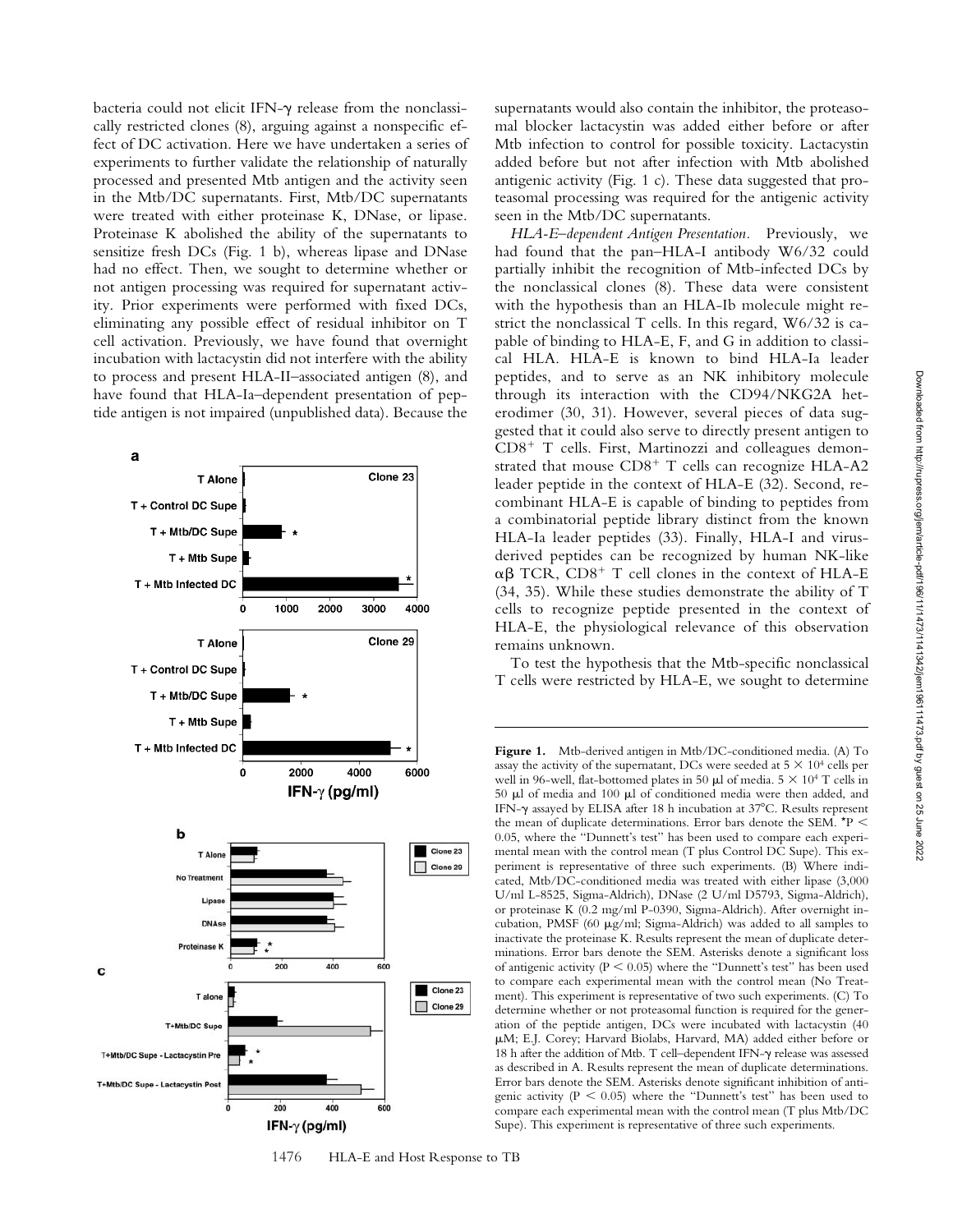bacteria could not elicit IFN-γ release from the nonclassically restricted clones (8), arguing against a nonspecific effect of DC activation. Here we have undertaken a series of experiments to further validate the relationship of naturally processed and presented Mtb antigen and the activity seen in the Mtb/DC supernatants. First, Mtb/DC supernatants were treated with either proteinase K, DNase, or lipase. Proteinase K abolished the ability of the supernatants to sensitize fresh DCs (Fig. 1 b), whereas lipase and DNase had no effect. Then, we sought to determine whether or not antigen processing was required for supernatant activity. Prior experiments were performed with fixed DCs, eliminating any possible effect of residual inhibitor on T cell activation. Previously, we have found that overnight incubation with lactacystin did not interfere with the ability to process and present HLA-II–associated antigen (8), and have found that HLA-Ia–dependent presentation of peptide antigen is not impaired (unpublished data). Because the supernatants would also contain the inhibitor, the proteasomal blocker lactacystin was added either before or after Mtb infection to control for possible toxicity. Lactacystin added before but not after infection with Mtb abolished antigenic activity (Fig. 1 c). These data suggested that proteasomal processing was required for the antigenic activity seen in the Mtb/DC supernatants.

*HLA-E–dependent Antigen Presentation.* Previously, we had found that the pan–HLA-I antibody W6/32 could partially inhibit the recognition of Mtb-infected DCs by the nonclassical clones (8). These data were consistent with the hypothesis than an HLA-Ib molecule might restrict the nonclassical T cells. In this regard, W6/32 is capable of binding to HLA-E, F, and G in addition to classical HLA. HLA-E is known to bind HLA-Ia leader peptides, and to serve as an NK inhibitory molecule through its interaction with the CD94/NKG2A heterodimer (30, 31). However, several pieces of data suggested that it could also serve to directly present antigen to $CD8^+$ T cells. First, Martinozzi and colleagues demonstrated that mouse $CD8^+$ T cells can recognize HLA-A2 leader peptide in the context of HLA-E (32). Second, recombinant HLA-E is capable of binding to peptides from a combinatorial peptide library distinct from the known HLA-Ia leader peptides (33). Finally, HLA-I and virus-derived peptides can be recognized by human NK-like αβ TCR, $CD8^+$ T cell clones in the context of HLA-E (34, 35). While these studies demonstrate the ability of T cells to recognize peptide presented in the context of HLA-E, the physiological relevance of this observation remains unknown.

To test the hypothesis that the Mtb-specific nonclassical T cells were restricted by HLA-E, we sought to determine

**Figure 1.** Mtb-derived antigen in Mtb/DC-conditioned media. (A) To assay the activity of the supernatant, DCs were seeded at $5 \times 10^4$ cells per well in 96-well, flat-bottomed plates in 50 μl of media. $5 \times 10^4$ T cells in 50 μl of media and 100 μl of conditioned media were then added, and IFN-γ assayed by ELISA after 18 h incubation at 37°C. Results represent the mean of duplicate determinations. Error bars denote the SEM. \*$P < 0.05$, where the "Dunnett's test" has been used to compare each experimental mean with the control mean (T plus Control DC Supe). This experiment is representative of three such experiments. (B) Where indicated, Mtb/DC-conditioned media was treated with either lipase (3,000 U/ml L-8525, Sigma-Aldrich), DNase (2 U/ml D5793, Sigma-Aldrich), or proteinase K (0.2 mg/ml P-0390, Sigma-Aldrich). After overnight incubation, PMSF (60 μg/ml; Sigma-Aldrich) was added to all samples to inactivate the proteinase K. Results represent the mean of duplicate determinations. Error bars denote the SEM. Asterisks denote a significant loss of antigenic activity ($P < 0.05$) where the "Dunnett's test" has been used to compare each experimental mean with the control mean (No Treatment). This experiment is representative of two such experiments. (C) To determine whether or not proteasomal function is required for the generation of the peptide antigen, DCs were incubated with lactacystin (40 μM; E.J. Corey; Harvard Biolabs, Harvard, MA) added either before or 18 h after the addition of Mtb. T cell–dependent IFN-γ release was assessed as described in A. Results represent the mean of duplicate determinations. Error bars denote the SEM. Asterisks denote significant inhibition of antigenic activity ($P < 0.05$) where the "Dunnett's test" has been used to compare each experimental mean with the control mean (T plus Mtb/DC Supe). This experiment is representative of three such experiments.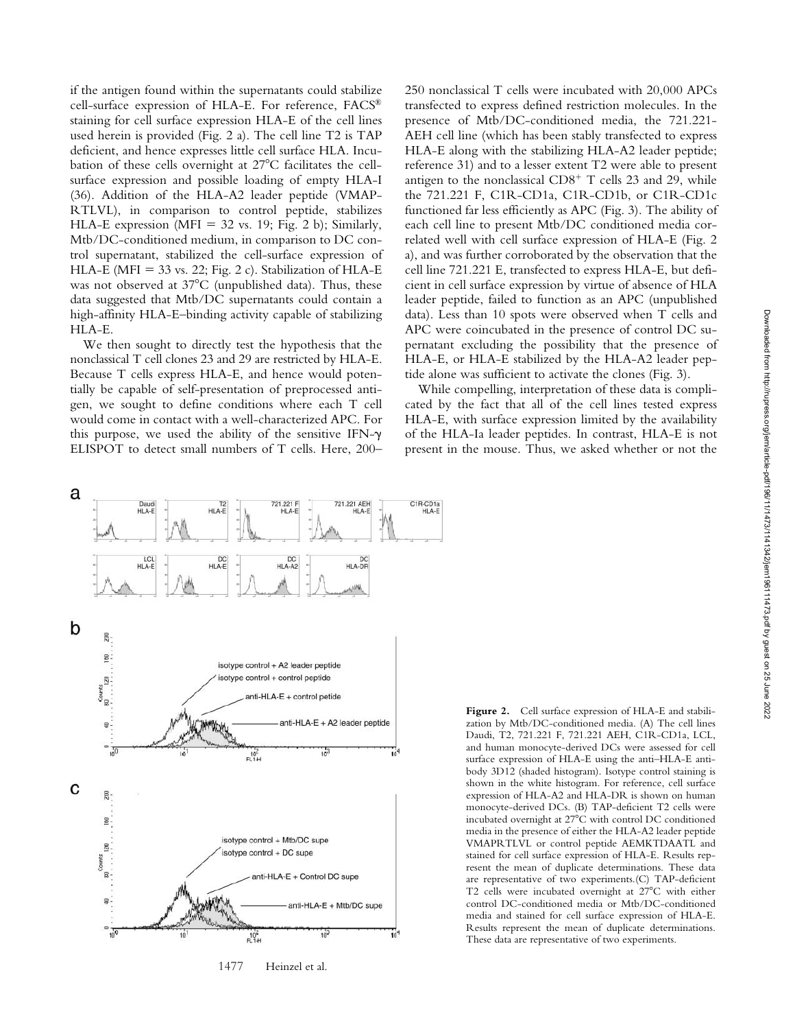if the antigen found within the supernatants could stabilize cell-surface expression of HLA-E. For reference, FACS® staining for cell surface expression HLA-E of the cell lines used herein is provided (Fig. 2 a). The cell line T2 is TAP deficient, and hence expresses little cell surface HLA. Incubation of these cells overnight at 27°C facilitates the cell-surface expression and possible loading of empty HLA-I (36). Addition of the HLA-A2 leader peptide (VMAPRTLVL), in comparison to control peptide, stabilizes HLA-E expression (MFI = 32 vs. 19; Fig. 2 b); Similarly, Mtb/DC-conditioned medium, in comparison to DC control supernatant, stabilized the cell-surface expression of HLA-E (MFI = 33 vs. 22; Fig. 2 c). Stabilization of HLA-E was not observed at 37°C (unpublished data). Thus, these data suggested that Mtb/DC supernatants could contain a high-affinity HLA-E–binding activity capable of stabilizing HLA-E.

We then sought to directly test the hypothesis that the nonclassical T cell clones 23 and 29 are restricted by HLA-E. Because T cells express HLA-E, and hence would potentially be capable of self-presentation of preprocessed antigen, we sought to define conditions where each T cell would come in contact with a well-characterized APC. For this purpose, we used the ability of the sensitive IFN-$\gamma$ ELISPOT to detect small numbers of T cells. Here, 200–250 nonclassical T cells were incubated with 20,000 APCs transfected to express defined restriction molecules. In the presence of Mtb/DC-conditioned media, the 721.221-AEH cell line (which has been stably transfected to express HLA-E along with the stabilizing HLA-A2 leader peptide; reference 31) and to a lesser extent T2 were able to present antigen to the nonclassical $CD8^+$ T cells 23 and 29, while the 721.221 F, C1R-CD1a, C1R-CD1b, or C1R-CD1c functioned far less efficiently as APC (Fig. 3). The ability of each cell line to present Mtb/DC conditioned media correlated well with cell surface expression of HLA-E (Fig. 2 a), and was further corroborated by the observation that the cell line 721.221 E, transfected to express HLA-E, but deficient in cell surface expression by virtue of absence of HLA leader peptide, failed to function as an APC (unpublished data). Less than 10 spots were observed when T cells and APC were coincubated in the presence of control DC supernatant excluding the possibility that the presence of HLA-E, or HLA-E stabilized by the HLA-A2 leader peptide alone was sufficient to activate the clones (Fig. 3).

While compelling, interpretation of these data is complicated by the fact that all of the cell lines tested express HLA-E, with surface expression limited by the availability of the HLA-Ia leader peptides. In contrast, HLA-E is not present in the mouse. Thus, we asked whether or not the

**Figure 2.** Cell surface expression of HLA-E and stabilization by Mtb/DC-conditioned media. (A) The cell lines Daudi, T2, 721.221 F, 721.221 AEH, C1R-CD1a, LCL, and human monocyte-derived DCs were assessed for cell surface expression of HLA-E using the anti–HLA-E antibody 3D12 (shaded histogram). Isotype control staining is shown in the white histogram. For reference, cell surface expression of HLA-A2 and HLA-DR is shown on human monocyte-derived DCs. (B) TAP-deficient T2 cells were incubated overnight at 27°C with control DC conditioned media in the presence of either the HLA-A2 leader peptide VMAPRTLVL or control peptide AEMKTDAATL and stained for cell surface expression of HLA-E. Results represent the mean of duplicate determinations. These data are representative of two experiments. (C) TAP-deficient T2 cells were incubated overnight at 27°C with either control DC-conditioned media or Mtb/DC-conditioned media and stained for cell surface expression of HLA-E. Results represent the mean of duplicate determinations. These data are representative of two experiments.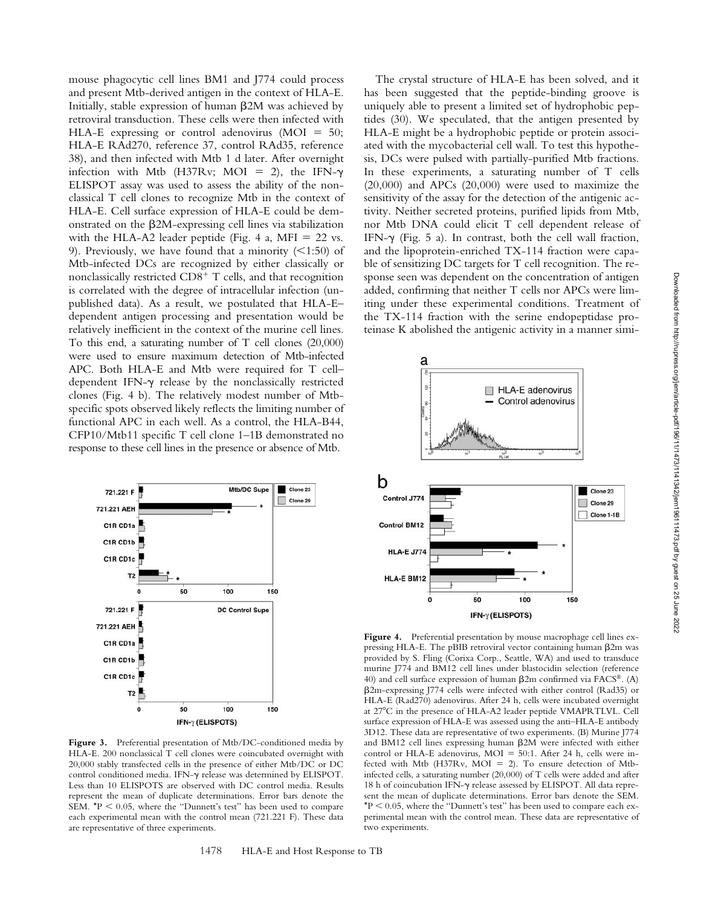mouse phagocytic cell lines BM1 and J774 could process and present Mtb-derived antigen in the context of HLA-E. Initially, stable expression of human β2M was achieved by retroviral transduction. These cells were then infected with HLA-E expressing or control adenovirus (MOI = 50; HLA-E RAd270, reference 37, control RAd35, reference 38), and then infected with Mtb 1 d later. After overnight infection with Mtb (H37Rv; MOI = 2), the IFN-γ ELISPOT assay was used to assess the ability of the nonclassical T cell clones to recognize Mtb in the context of HLA-E. Cell surface expression of HLA-E could be demonstrated on the β2M-expressing cell lines via stabilization with the HLA-A2 leader peptide (Fig. 4 a, MFI = 22 vs. 9). Previously, we have found that a minority (<1:50) of Mtb-infected DCs are recognized by either classically or nonclassically restricted CD8+ T cells, and that recognition is correlated with the degree of intracellular infection (unpublished data). As a result, we postulated that HLA-E–dependent antigen processing and presentation would be relatively inefficient in the context of the murine cell lines. To this end, a saturating number of T cell clones (20,000) were used to ensure maximum detection of Mtb-infected APC. Both HLA-E and Mtb were required for T cell–dependent IFN-γ release by the nonclassically restricted clones (Fig. 4 b). The relatively modest number of Mtb-specific spots observed likely reflects the limiting number of functional APC in each well. As a control, the HLA-B44, CFP10/Mtb11 specific T cell clone 1–1B demonstrated no response to these cell lines in the presence or absence of Mtb.

The crystal structure of HLA-E has been solved, and it has been suggested that the peptide-binding groove is uniquely able to present a limited set of hydrophobic peptides (30). We speculated, that the antigen presented by HLA-E might be a hydrophobic peptide or protein associated with the mycobacterial cell wall. To test this hypothesis, DCs were pulsed with partially-purified Mtb fractions. In these experiments, a saturating number of T cells (20,000) and APCs (20,000) were used to maximize the sensitivity of the assay for the detection of the antigenic activity. Neither secreted proteins, purified lipids from Mtb, nor Mtb DNA could elicit T cell dependent release of IFN-γ (Fig. 5 a). In contrast, both the cell wall fraction, and the lipoprotein-enriched TX-114 fraction were capable of sensitizing DC targets for T cell recognition. The response seen was dependent on the concentration of antigen added, confirming that neither T cells nor APCs were limiting under these experimental conditions. Treatment of the TX-114 fraction with the serine endopeptidase proteinase K abolished the antigenic activity in a manner simi-

**Figure 3.** Preferential presentation of Mtb/DC-conditioned media by HLA-E. 200 nonclassical T cell clones were coincubated overnight with 20,000 stably transfected cells in the presence of either Mtb/DC or DC control conditioned media. IFN-γ release was determined by ELISPOT. Less than 10 ELISPOTS are observed with DC control media. Results represent the mean of duplicate determinations. Error bars denote the SEM. *$P < 0.05$, where the "Dunnett's test" has been used to compare each experimental mean with the control mean (721.221 F). These data are representative of three experiments.

**Figure 4.** Preferential presentation by mouse macrophage cell lines expressing HLA-E. The pBIB retroviral vector containing human β2m was provided by S. Fling (Corixa Corp., Seattle, WA) and used to transduce murine J774 and BM12 cell lines under blastocidin selection (reference 40) and cell surface expression of human β2m confirmed via FACS®. (A) β2m-expressing J774 cells were infected with either control (Rad35) or HLA-E (Rad270) adenovirus. After 24 h, cells were incubated overnight at 27°C in the presence of HLA-A2 leader peptide VMAPRTLVL. Cell surface expression of HLA-E was assessed using the anti–HLA-E antibody 3D12. These data are representative of two experiments. (B) Murine J774 and BM12 cell lines expressing human β2M were infected with either control or HLA-E adenovirus, MOI = 50:1. After 24 h, cells were infected with Mtb (H37Rv, MOI = 2). To ensure detection of Mtb-infected cells, a saturating number (20,000) of T cells were added and after 18 h of coincubation IFN-γ release assessed by ELISPOT. All data represent the mean of duplicate determinations. Error bars denote the SEM. *$P < 0.05$, where the "Dunnett's test" has been used to compare each experimental mean with the control mean. These data are representative of two experiments.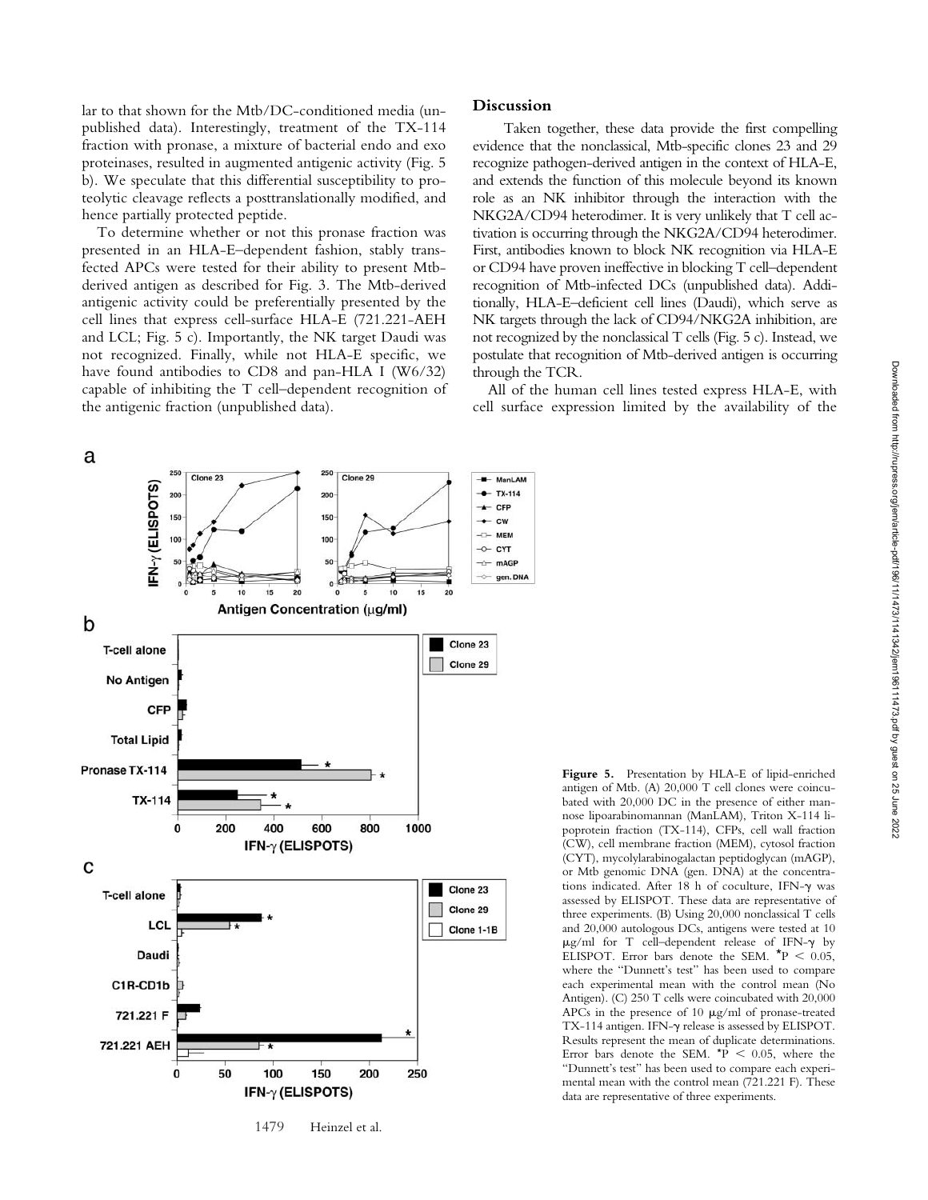lar to that shown for the Mtb/DC-conditioned media (unpublished data). Interestingly, treatment of the TX-114 fraction with pronase, a mixture of bacterial endo and exo proteinases, resulted in augmented antigenic activity (Fig. 5 b). We speculate that this differential susceptibility to proteolytic cleavage reflects a posttranslationally modified, and hence partially protected peptide.

To determine whether or not this pronase fraction was presented in an HLA-E–dependent fashion, stably transfected APCs were tested for their ability to present Mtb-derived antigen as described for Fig. 3. The Mtb-derived antigenic activity could be preferentially presented by the cell lines that express cell-surface HLA-E (721.221-AEH and LCL; Fig. 5 c). Importantly, the NK target Daudi was not recognized. Finally, while not HLA-E specific, we have found antibodies to CD8 and pan-HLA I (W6/32) capable of inhibiting the T cell–dependent recognition of the antigenic fraction (unpublished data).

## Discussion

Taken together, these data provide the first compelling evidence that the nonclassical, Mtb-specific clones 23 and 29 recognize pathogen-derived antigen in the context of HLA-E, and extends the function of this molecule beyond its known role as an NK inhibitor through the interaction with the NKG2A/CD94 heterodimer. It is very unlikely that T cell activation is occurring through the NKG2A/CD94 heterodimer. First, antibodies known to block NK recognition via HLA-E or CD94 have proven ineffective in blocking T cell–dependent recognition of Mtb-infected DCs (unpublished data). Additionally, HLA-E–deficient cell lines (Daudi), which serve as NK targets through the lack of CD94/NKG2A inhibition, are not recognized by the nonclassical T cells (Fig. 5 c). Instead, we postulate that recognition of Mtb-derived antigen is occurring through the TCR.

All of the human cell lines tested express HLA-E, with cell surface expression limited by the availability of the

**Figure 5.** Presentation by HLA-E of lipid-enriched antigen of Mtb. (A) 20,000 T cell clones were coincubated with 20,000 DC in the presence of either mannose lipoarabinomannan (ManLAM), Triton X-114 lipoprotein fraction (TX-114), CFPs, cell wall fraction (CW), cell membrane fraction (MEM), cytosol fraction (CYT), mycolylarabinogalactan peptidoglycan (mAGP), or Mtb genomic DNA (gen. DNA) at the concentrations indicated. After 18 h of coculture, IFN-$\gamma$ was assessed by ELISPOT. These data are representative of three experiments. (B) Using 20,000 nonclassical T cells and 20,000 autologous DCs, antigens were tested at 10 $\mu$g/ml for T cell–dependent release of IFN-$\gamma$ by ELISPOT. Error bars denote the SEM. *$P < 0.05$, where the "Dunnett's test" has been used to compare each experimental mean with the control mean (No Antigen). (C) 250 T cells were coincubated with 20,000 APCs in the presence of 10 $\mu$g/ml of pronase-treated TX-114 antigen. IFN-$\gamma$ release is assessed by ELISPOT. Results represent the mean of duplicate determinations. Error bars denote the SEM. *$P < 0.05$, where the "Dunnett's test" has been used to compare each experimental mean with the control mean (721.221 F). These data are representative of three experiments.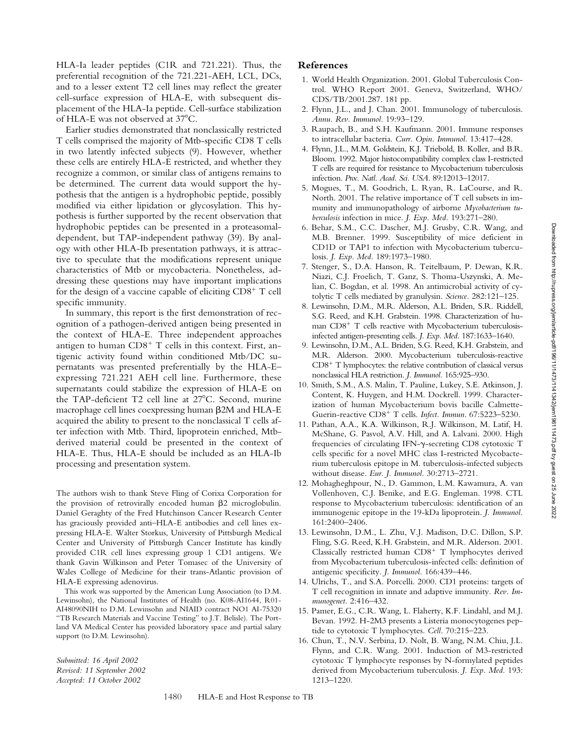HLA-Ia leader peptides (C1R and 721.221). Thus, the preferential recognition of the 721.221-AEH, LCL, DCs, and to a lesser extent T2 cell lines may reflect the greater cell-surface expression of HLA-E, with subsequent displacement of the HLA-Ia peptide. Cell-surface stabilization of HLA-E was not observed at 37°C.

Earlier studies demonstrated that nonclassically restricted T cells comprised the majority of Mtb-specific CD8 T cells in two latently infected subjects (9). However, whether these cells are entirely HLA-E restricted, and whether they recognize a common, or similar class of antigens remains to be determined. The current data would support the hypothesis that the antigen is a hydrophobic peptide, possibly modified via either lipidation or glycosylation. This hypothesis is further supported by the recent observation that hydrophobic peptides can be presented in a proteasomal-dependent, but TAP-independent pathway (39). By analogy with other HLA-Ib presentation pathways, it is attractive to speculate that the modifications represent unique characteristics of Mtb or mycobacteria. Nonetheless, addressing these questions may have important implications for the design of a vaccine capable of eliciting $CD8^+$ T cell specific immunity.

In summary, this report is the first demonstration of recognition of a pathogen-derived antigen being presented in the context of HLA-E. Three independent approaches antigen to human $CD8^+$ T cells in this context. First, antigenic activity found within conditioned Mtb/DC supernatants was presented preferentially by the HLA-E–expressing 721.221 AEH cell line. Furthermore, these supernatants could stabilize the expression of HLA-E on the TAP-deficient T2 cell line at 27°C. Second, murine macrophage cell lines coexpressing human β2M and HLA-E acquired the ability to present to the nonclassical T cells after infection with Mtb. Third, lipoprotein enriched, Mtb-derived material could be presented in the context of HLA-E. Thus, HLA-E should be included as an HLA-Ib processing and presentation system.

The authors wish to thank Steve Fling of Corixa Corporation for the provision of retrovirally encoded human β2 microglobulin. Daniel Geraghty of the Fred Hutchinson Cancer Research Center has graciously provided anti–HLA-E antibodies and cell lines expressing HLA-E. Walter Storkus, University of Pittsburgh Medical Center and University of Pittsburgh Cancer Institute has kindly provided C1R cell lines expressing group 1 CD1 antigens. We thank Gavin Wilkinson and Peter Tomasec of the University of Wales College of Medicine for their trans-Atlantic provision of HLA-E expressing adenovirus.

This work was supported by the American Lung Association (to D.M. Lewinsohn), the National Institutes of Health (no. K08-AI1644, R01-AI48090NIH to D.M. Lewinsohn and NIAID contract NO1 AI-75320 "TB Research Materials and Vaccine Testing" to J.T. Belisle). The Portland VA Medical Center has provided laboratory space and partial salary support (to D.M. Lewinsohn).

*Submitted: 16 April 2002*
*Revised: 11 September 2002*
*Accepted: 11 October 2002*

## References

1. World Health Organization. 2001. Global Tuberculosis Control. WHO Report 2001. Geneva, Switzerland, WHO/CDS/TB/2001.287. 181 pp.
2. Flynn, J.L., and J. Chan. 2001. Immunology of tuberculosis. *Annu. Rev. Immunol.* 19:93–129.
3. Raupach, B., and S.H. Kaufmann. 2001. Immune responses to intracellular bacteria. *Curr. Opin. Immunol.* 13:417–428.
4. Flynn, J.L., M.M. Goldstein, K.J. Triebold, B. Koller, and B.R. Bloom. 1992. Major histocompatibility complex class I-restricted T cells are required for resistance to Mycobacterium tuberculosis infection. *Proc. Natl. Acad. Sci. USA.* 89:12013–12017.
5. Mogues, T., M. Goodrich, L. Ryan, R. LaCourse, and R. North. 2001. The relative importance of T cell subsets in immunity and immunopathology of airborne *Mycobacterium tuberculosis* infection in mice. *J. Exp. Med.* 193:271–280.
6. Behar, S.M., C.C. Dascher, M.J. Grusby, C.R. Wang, and M.B. Brenner. 1999. Susceptibility of mice deficient in CD1D or TAP1 to infection with Mycobacterium tuberculosis. *J. Exp. Med.* 189:1973–1980.
7. Stenger, S., D.A. Hanson, R. Teitelbaum, P. Dewan, K.R. Niazi, C.J. Froelich, T. Ganz, S. Thoma-Uszynski, A. Melian, C. Bogdan, et al. 1998. An antimicrobial activity of cytolytic T cells mediated by granulysin. *Science.* 282:121–125.
8. Lewinsohn, D.M., M.R. Alderson, A.L. Briden, S.R. Riddell, S.G. Reed, and K.H. Grabstein. 1998. Characterization of human $CD8^+$ T cells reactive with Mycobacterium tuberculosis-infected antigen-presenting cells. *J. Exp. Med.* 187:1633–1640.
9. Lewinsohn, D.M., A.L. Briden, S.G. Reed, K.H. Grabstein, and M.R. Alderson. 2000. Mycobacterium tuberculosis-reactive $CD8^+$ T lymphocytes: the relative contribution of classical versus nonclassical HLA restriction. *J. Immunol.* 165:925–930.
10. Smith, S.M., A.S. Malin, T. Pauline, Lukey, S.E. Atkinson, J. Content, K. Huygen, and H.M. Dockrell. 1999. Characterization of human Mycobacterium bovis bacille Calmette-Guerin-reactive $CD8^+$ T cells. *Infect. Immun.* 67:5223–5230.
11. Pathan, A.A., K.A. Wilkinson, R.J. Wilkinson, M. Latif, H. McShane, G. Pasvol, A.V. Hill, and A. Lalvani. 2000. High frequencies of circulating IFN-γ-secreting CD8 cytotoxic T cells specific for a novel MHC class I-restricted Mycobacterium tuberculosis epitope in M. tuberculosis-infected subjects without disease. *Eur. J. Immunol.* 30:2713–2721.
12. Mohagheghpour, N., D. Gammon, L.M. Kawamura, A. van Vollenhoven, C.J. Benike, and E.G. Engleman. 1998. CTL response to Mycobacterium tuberculosis: identification of an immunogenic epitope in the 19-kDa lipoprotein. *J. Immunol.* 161:2400–2406.
13. Lewinsohn, D.M., L. Zhu, V.J. Madison, D.C. Dillon, S.P. Fling, S.G. Reed, K.H. Grabstein, and M.R. Alderson. 2001. Classically restricted human $CD8^+$ T lymphocytes derived from Mycobacterium tuberculosis-infected cells: definition of antigenic specificity. *J. Immunol.* 166:439–446.
14. Ulrichs, T., and S.A. Porcelli. 2000. CD1 proteins: targets of T cell recognition in innate and adaptive immunity. *Rev. Immunogenet.* 2:416–432.
15. Pamer, E.G., C.R. Wang, L. Flaherty, K.F. Lindahl, and M.J. Bevan. 1992. H-2M3 presents a Listeria monocytogenes peptide to cytotoxic T lymphocytes. *Cell.* 70:215–223.
16. Chun, T., N.V. Serbina, D. Nolt, B. Wang, N.M. Chiu, J.L. Flynn, and C.R. Wang. 2001. Induction of M3-restricted cytotoxic T lymphocyte responses by N-formylated peptides derived from Mycobacterium tuberculosis. *J. Exp. Med.* 193:1213–1220.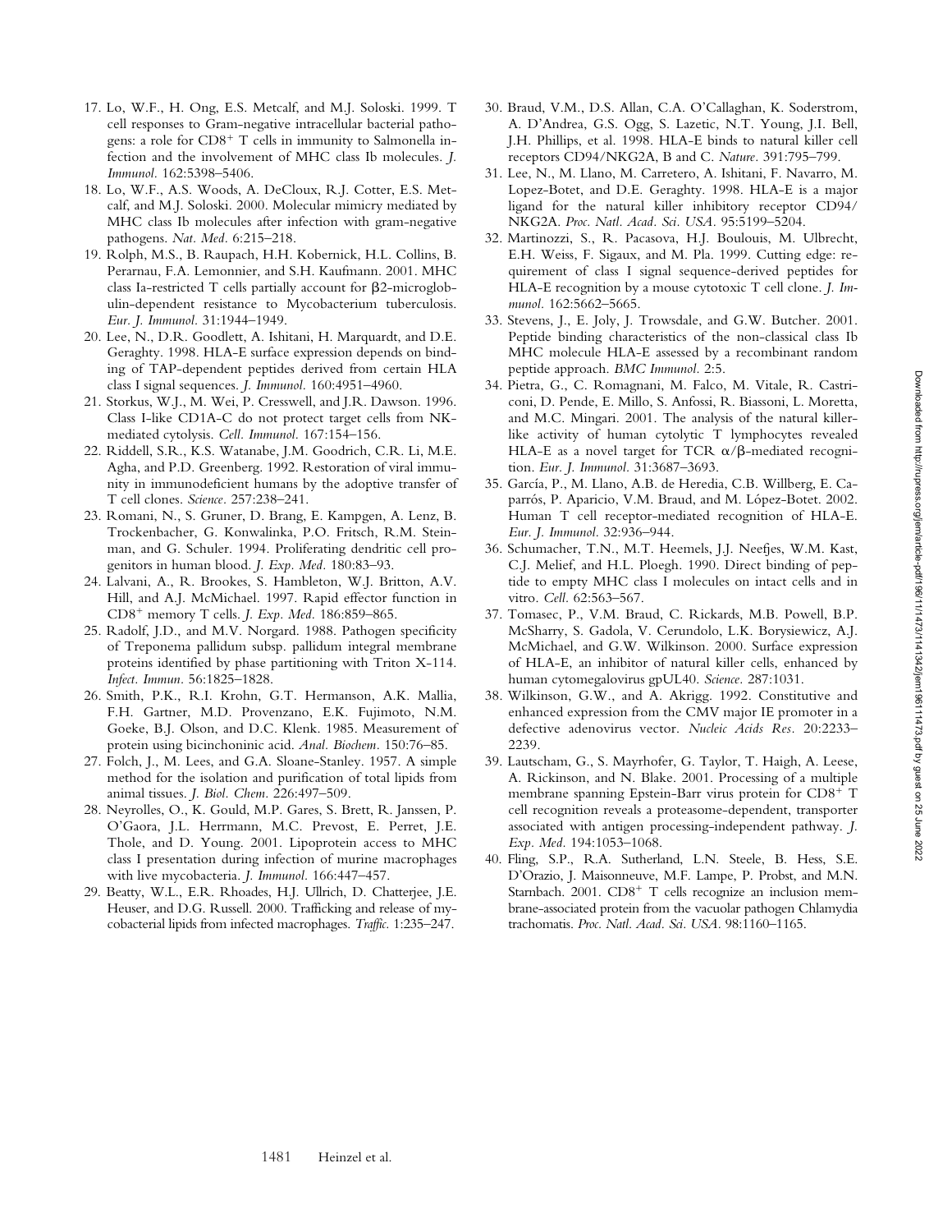17. Lo, W.F., H. Ong, E.S. Metcalf, and M.J. Soloski. 1999. T cell responses to Gram-negative intracellular bacterial pathogens: a role for CD8$^+$ T cells in immunity to Salmonella infection and the involvement of MHC class Ib molecules. *J. Immunol.* 162:5398–5406.

18. Lo, W.F., A.S. Woods, A. DeCloux, R.J. Cotter, E.S. Metcalf, and M.J. Soloski. 2000. Molecular mimicry mediated by MHC class Ib molecules after infection with gram-negative pathogens. *Nat. Med.* 6:215–218.

19. Rolph, M.S., B. Raupach, H.H. Kobernick, H.L. Collins, B. Perarnau, F.A. Lemonnier, and S.H. Kaufmann. 2001. MHC class Ia-restricted T cells partially account for β2-microglobulin-dependent resistance to Mycobacterium tuberculosis. *Eur. J. Immunol.* 31:1944–1949.

20. Lee, N., D.R. Goodlett, A. Ishitani, H. Marquardt, and D.E. Geraghty. 1998. HLA-E surface expression depends on binding of TAP-dependent peptides derived from certain HLA class I signal sequences. *J. Immunol.* 160:4951–4960.

21. Storkus, W.J., M. Wei, P. Cresswell, and J.R. Dawson. 1996. Class I-like CD1A-C do not protect target cells from NK-mediated cytolysis. *Cell. Immunol.* 167:154–156.

22. Riddell, S.R., K.S. Watanabe, J.M. Goodrich, C.R. Li, M.E. Agha, and P.D. Greenberg. 1992. Restoration of viral immunity in immunodeficient humans by the adoptive transfer of T cell clones. *Science.* 257:238–241.

23. Romani, N., S. Gruner, D. Brang, E. Kampgen, A. Lenz, B. Trockenbacher, G. Konwalinka, P.O. Fritsch, R.M. Steinman, and G. Schuler. 1994. Proliferating dendritic cell progenitors in human blood. *J. Exp. Med.* 180:83–93.

24. Lalvani, A., R. Brookes, S. Hambleton, W.J. Britton, A.V. Hill, and A.J. McMichael. 1997. Rapid effector function in CD8$^+$ memory T cells. *J. Exp. Med.* 186:859–865.

25. Radolf, J.D., and M.V. Norgard. 1988. Pathogen specificity of Treponema pallidum subsp. pallidum integral membrane proteins identified by phase partitioning with Triton X-114. *Infect. Immun.* 56:1825–1828.

26. Smith, P.K., R.I. Krohn, G.T. Hermanson, A.K. Mallia, F.H. Gartner, M.D. Provenzano, E.K. Fujimoto, N.M. Goeke, B.J. Olson, and D.C. Klenk. 1985. Measurement of protein using bicinchoninic acid. *Anal. Biochem.* 150:76–85.

27. Folch, J., M. Lees, and G.A. Sloane-Stanley. 1957. A simple method for the isolation and purification of total lipids from animal tissues. *J. Biol. Chem.* 226:497–509.

28. Neyrolles, O., K. Gould, M.P. Gares, S. Brett, R. Janssen, P. O'Gaora, J.L. Herrmann, M.C. Prevost, E. Perret, J.E. Thole, and D. Young. 2001. Lipoprotein access to MHC class I presentation during infection of murine macrophages with live mycobacteria. *J. Immunol.* 166:447–457.

29. Beatty, W.L., E.R. Rhoades, H.J. Ullrich, D. Chatterjee, J.E. Heuser, and D.G. Russell. 2000. Trafficking and release of mycobacterial lipids from infected macrophages. *Traffic.* 1:235–247.

30. Braud, V.M., D.S. Allan, C.A. O'Callaghan, K. Soderstrom, A. D'Andrea, G.S. Ogg, S. Lazetic, N.T. Young, J.I. Bell, J.H. Phillips, et al. 1998. HLA-E binds to natural killer cell receptors CD94/NKG2A, B and C. *Nature.* 391:795–799.

31. Lee, N., M. Llano, M. Carretero, A. Ishitani, F. Navarro, M. Lopez-Botet, and D.E. Geraghty. 1998. HLA-E is a major ligand for the natural killer inhibitory receptor CD94/NKG2A. *Proc. Natl. Acad. Sci. USA.* 95:5199–5204.

32. Martinozzi, S., R. Pacasova, H.J. Boulouis, M. Ulbrecht, E.H. Weiss, F. Sigaux, and M. Pla. 1999. Cutting edge: requirement of class I signal sequence-derived peptides for HLA-E recognition by a mouse cytotoxic T cell clone. *J. Immunol.* 162:5662–5665.

33. Stevens, J., E. Joly, J. Trowsdale, and G.W. Butcher. 2001. Peptide binding characteristics of the non-classical class Ib MHC molecule HLA-E assessed by a recombinant random peptide approach. *BMC Immunol.* 2:5.

34. Pietra, G., C. Romagnani, M. Falco, M. Vitale, R. Castriconi, D. Pende, E. Millo, S. Anfossi, R. Biassoni, L. Moretta, and M.C. Mingari. 2001. The analysis of the natural killer-like activity of human cytolytic T lymphocytes revealed HLA-E as a novel target for TCR α/β-mediated recognition. *Eur. J. Immunol.* 31:3687–3693.

35. García, P., M. Llano, A.B. de Heredia, C.B. Willberg, E. Caparrós, P. Aparicio, V.M. Braud, and M. López-Botet. 2002. Human T cell receptor-mediated recognition of HLA-E. *Eur. J. Immunol.* 32:936–944.

36. Schumacher, T.N., M.T. Heemels, J.J. Neefjes, W.M. Kast, C.J. Melief, and H.L. Ploegh. 1990. Direct binding of peptide to empty MHC class I molecules on intact cells and in vitro. *Cell.* 62:563–567.

37. Tomasec, P., V.M. Braud, C. Rickards, M.B. Powell, B.P. McSharry, S. Gadola, V. Cerundolo, L.K. Borysiewicz, A.J. McMichael, and G.W. Wilkinson. 2000. Surface expression of HLA-E, an inhibitor of natural killer cells, enhanced by human cytomegalovirus gpUL40. *Science.* 287:1031.

38. Wilkinson, G.W., and A. Akrigg. 1992. Constitutive and enhanced expression from the CMV major IE promoter in a defective adenovirus vector. *Nucleic Acids Res.* 20:2233–2239.

39. Lautscham, G., S. Mayrhofer, G. Taylor, T. Haigh, A. Leese, A. Rickinson, and N. Blake. 2001. Processing of a multiple membrane spanning Epstein-Barr virus protein for CD8$^+$ T cell recognition reveals a proteasome-dependent, transporter associated with antigen processing-independent pathway. *J. Exp. Med.* 194:1053–1068.

40. Fling, S.P., R.A. Sutherland, L.N. Steele, B. Hess, S.E. D'Orazio, J. Maisonneuve, M.F. Lampe, P. Probst, and M.N. Starnbach. 2001. CD8$^+$ T cells recognize an inclusion membrane-associated protein from the vacuolar pathogen Chlamydia trachomatis. *Proc. Natl. Acad. Sci. USA.* 98:1160–1165.